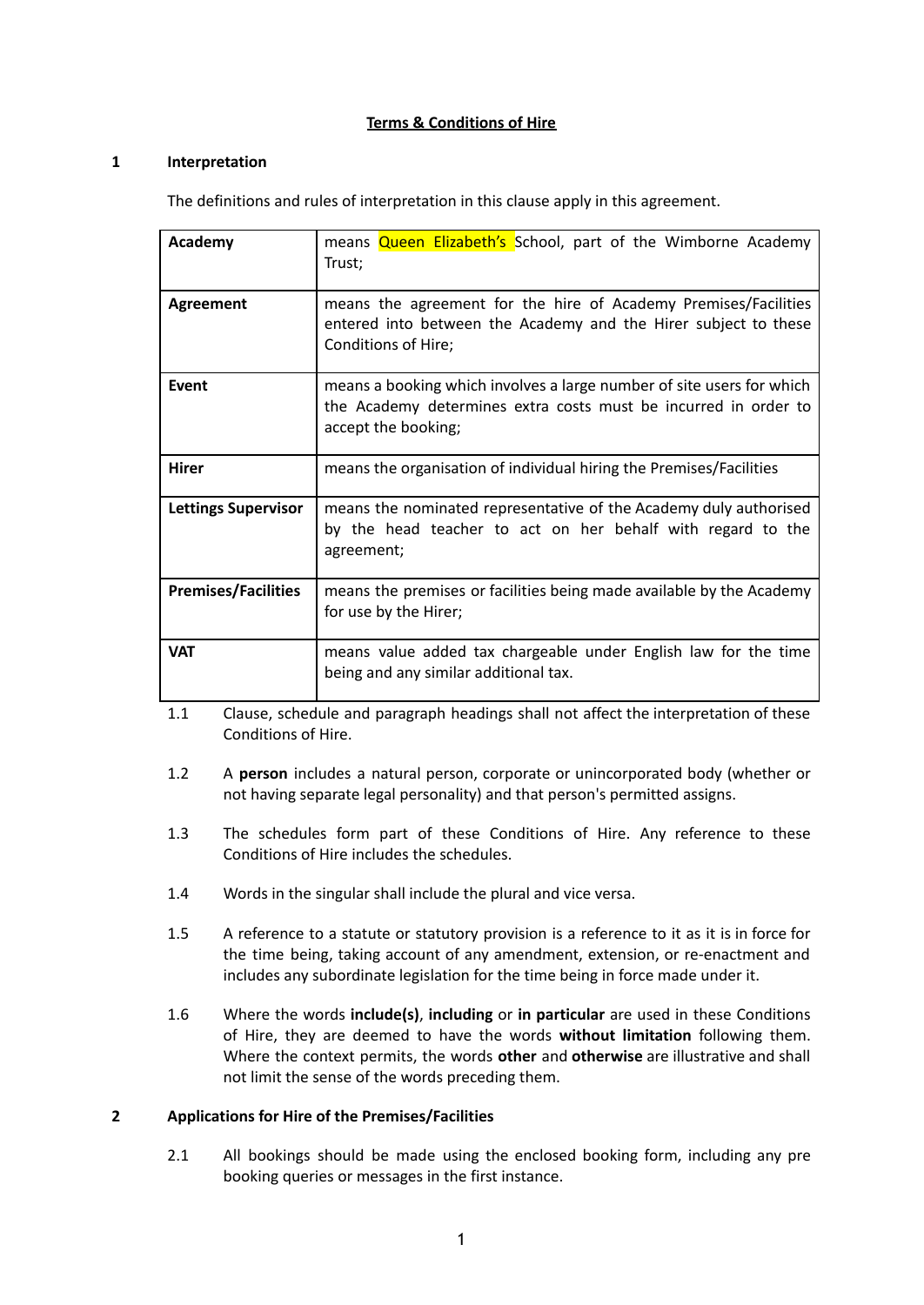# Terms & Conditions of Hire

## 1 Interpretation

The definitions and rules of interpretation in this clause apply in this agreement.

| | |
|---|---|
| **Academy** | means Queen Elizabeth's School, part of the Wimborne Academy Trust; |
| **Agreement** | means the agreement for the hire of Academy Premises/Facilities entered into between the Academy and the Hirer subject to these Conditions of Hire; |
| **Event** | means a booking which involves a large number of site users for which the Academy determines extra costs must be incurred in order to accept the booking; |
| **Hirer** | means the organisation of individual hiring the Premises/Facilities |
| **Lettings Supervisor** | means the nominated representative of the Academy duly authorised by the head teacher to act on her behalf with regard to the agreement; |
| **Premises/Facilities** | means the premises or facilities being made available by the Academy for use by the Hirer; |
| **VAT** | means value added tax chargeable under English law for the time being and any similar additional tax. |

1.1 Clause, schedule and paragraph headings shall not affect the interpretation of these Conditions of Hire.

1.2 A **person** includes a natural person, corporate or unincorporated body (whether or not having separate legal personality) and that person's permitted assigns.

1.3 The schedules form part of these Conditions of Hire. Any reference to these Conditions of Hire includes the schedules.

1.4 Words in the singular shall include the plural and vice versa.

1.5 A reference to a statute or statutory provision is a reference to it as it is in force for the time being, taking account of any amendment, extension, or re-enactment and includes any subordinate legislation for the time being in force made under it.

1.6 Where the words **include(s)**, **including** or **in particular** are used in these Conditions of Hire, they are deemed to have the words **without limitation** following them. Where the context permits, the words **other** and **otherwise** are illustrative and shall not limit the sense of the words preceding them.

## 2 Applications for Hire of the Premises/Facilities

2.1 All bookings should be made using the enclosed booking form, including any pre booking queries or messages in the first instance.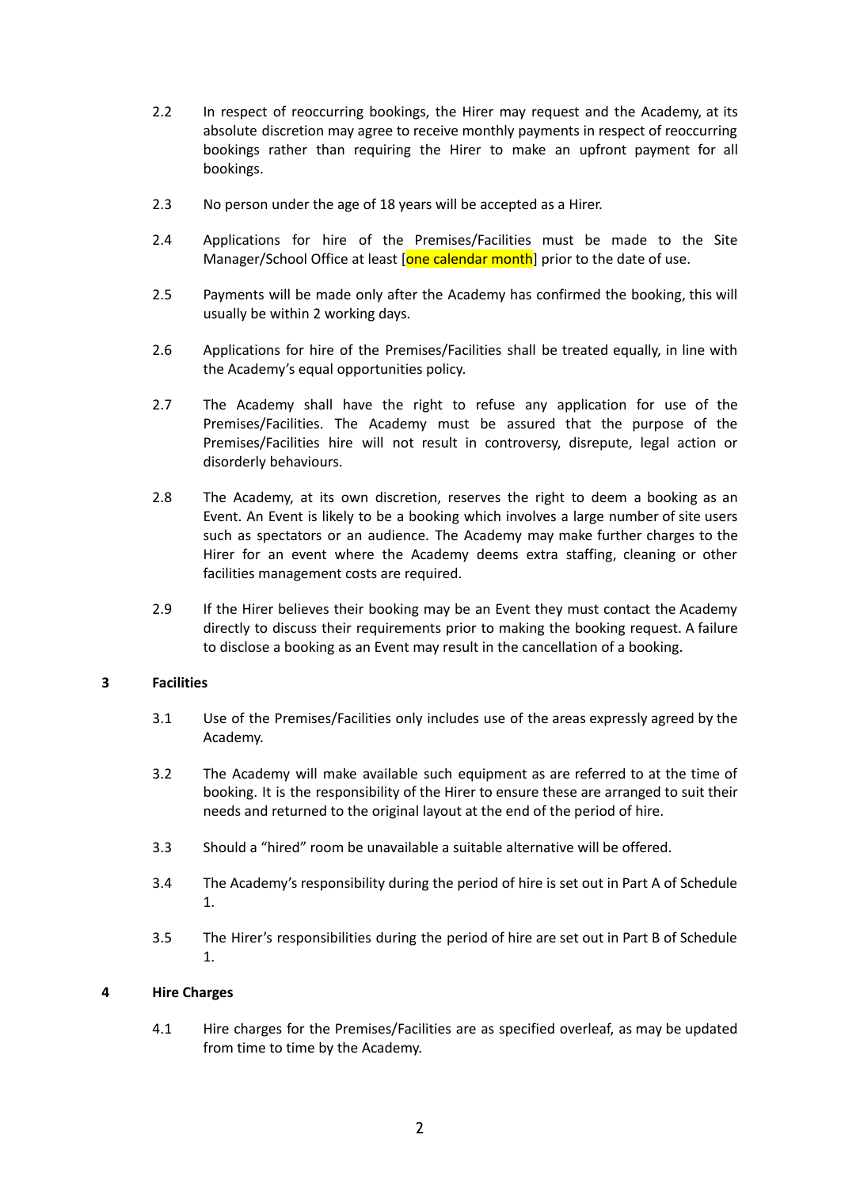2.2 In respect of reoccurring bookings, the Hirer may request and the Academy, at its absolute discretion may agree to receive monthly payments in respect of reoccurring bookings rather than requiring the Hirer to make an upfront payment for all bookings.

2.3 No person under the age of 18 years will be accepted as a Hirer.

2.4 Applications for hire of the Premises/Facilities must be made to the Site Manager/School Office at least [one calendar month] prior to the date of use.

2.5 Payments will be made only after the Academy has confirmed the booking, this will usually be within 2 working days.

2.6 Applications for hire of the Premises/Facilities shall be treated equally, in line with the Academy's equal opportunities policy.

2.7 The Academy shall have the right to refuse any application for use of the Premises/Facilities. The Academy must be assured that the purpose of the Premises/Facilities hire will not result in controversy, disrepute, legal action or disorderly behaviours.

2.8 The Academy, at its own discretion, reserves the right to deem a booking as an Event. An Event is likely to be a booking which involves a large number of site users such as spectators or an audience. The Academy may make further charges to the Hirer for an event where the Academy deems extra staffing, cleaning or other facilities management costs are required.

2.9 If the Hirer believes their booking may be an Event they must contact the Academy directly to discuss their requirements prior to making the booking request. A failure to disclose a booking as an Event may result in the cancellation of a booking.

**3 Facilities**

3.1 Use of the Premises/Facilities only includes use of the areas expressly agreed by the Academy.

3.2 The Academy will make available such equipment as are referred to at the time of booking. It is the responsibility of the Hirer to ensure these are arranged to suit their needs and returned to the original layout at the end of the period of hire.

3.3 Should a "hired" room be unavailable a suitable alternative will be offered.

3.4 The Academy's responsibility during the period of hire is set out in Part A of Schedule 1.

3.5 The Hirer's responsibilities during the period of hire are set out in Part B of Schedule 1.

**4 Hire Charges**

4.1 Hire charges for the Premises/Facilities are as specified overleaf, as may be updated from time to time by the Academy.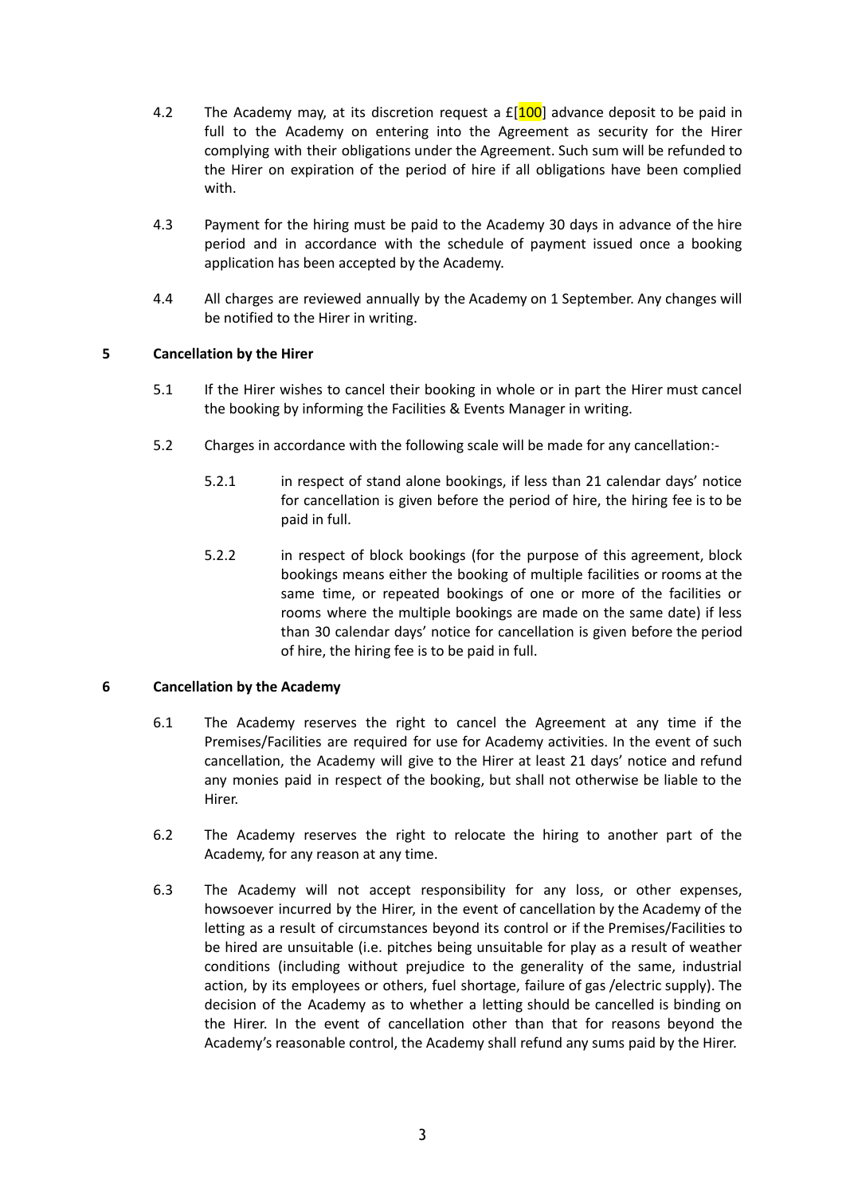4.2 The Academy may, at its discretion request a £[100] advance deposit to be paid in full to the Academy on entering into the Agreement as security for the Hirer complying with their obligations under the Agreement. Such sum will be refunded to the Hirer on expiration of the period of hire if all obligations have been complied with.

4.3 Payment for the hiring must be paid to the Academy 30 days in advance of the hire period and in accordance with the schedule of payment issued once a booking application has been accepted by the Academy.

4.4 All charges are reviewed annually by the Academy on 1 September. Any changes will be notified to the Hirer in writing.

**5 Cancellation by the Hirer**

5.1 If the Hirer wishes to cancel their booking in whole or in part the Hirer must cancel the booking by informing the Facilities & Events Manager in writing.

5.2 Charges in accordance with the following scale will be made for any cancellation:-

5.2.1 in respect of stand alone bookings, if less than 21 calendar days' notice for cancellation is given before the period of hire, the hiring fee is to be paid in full.

5.2.2 in respect of block bookings (for the purpose of this agreement, block bookings means either the booking of multiple facilities or rooms at the same time, or repeated bookings of one or more of the facilities or rooms where the multiple bookings are made on the same date) if less than 30 calendar days' notice for cancellation is given before the period of hire, the hiring fee is to be paid in full.

**6 Cancellation by the Academy**

6.1 The Academy reserves the right to cancel the Agreement at any time if the Premises/Facilities are required for use for Academy activities. In the event of such cancellation, the Academy will give to the Hirer at least 21 days' notice and refund any monies paid in respect of the booking, but shall not otherwise be liable to the Hirer.

6.2 The Academy reserves the right to relocate the hiring to another part of the Academy, for any reason at any time.

6.3 The Academy will not accept responsibility for any loss, or other expenses, howsoever incurred by the Hirer, in the event of cancellation by the Academy of the letting as a result of circumstances beyond its control or if the Premises/Facilities to be hired are unsuitable (i.e. pitches being unsuitable for play as a result of weather conditions (including without prejudice to the generality of the same, industrial action, by its employees or others, fuel shortage, failure of gas /electric supply). The decision of the Academy as to whether a letting should be cancelled is binding on the Hirer. In the event of cancellation other than that for reasons beyond the Academy's reasonable control, the Academy shall refund any sums paid by the Hirer.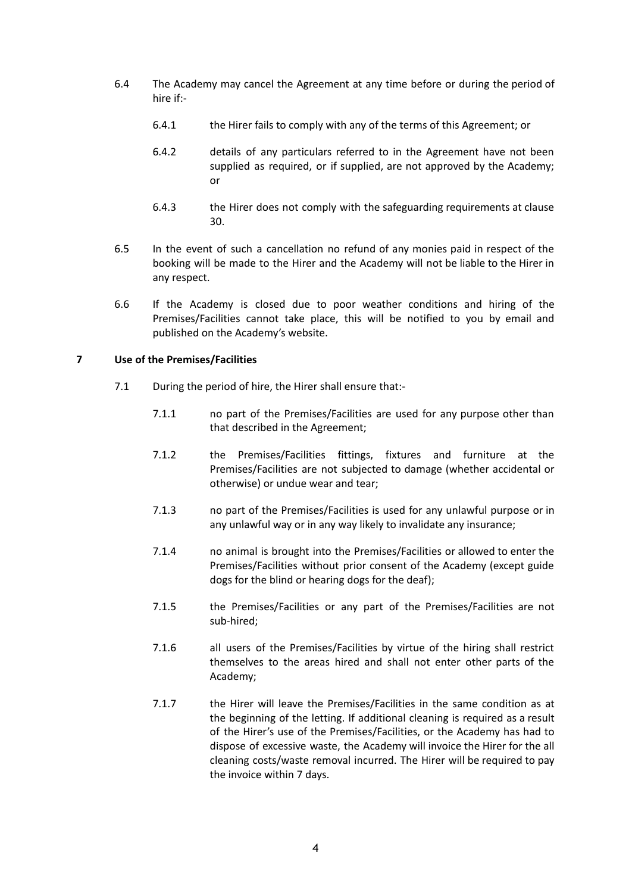6.4 The Academy may cancel the Agreement at any time before or during the period of hire if:-

   6.4.1 the Hirer fails to comply with any of the terms of this Agreement; or

   6.4.2 details of any particulars referred to in the Agreement have not been supplied as required, or if supplied, are not approved by the Academy; or

   6.4.3 the Hirer does not comply with the safeguarding requirements at clause 30.

6.5 In the event of such a cancellation no refund of any monies paid in respect of the booking will be made to the Hirer and the Academy will not be liable to the Hirer in any respect.

6.6 If the Academy is closed due to poor weather conditions and hiring of the Premises/Facilities cannot take place, this will be notified to you by email and published on the Academy's website.

## 7 Use of the Premises/Facilities

7.1 During the period of hire, the Hirer shall ensure that:-

   7.1.1 no part of the Premises/Facilities are used for any purpose other than that described in the Agreement;

   7.1.2 the Premises/Facilities fittings, fixtures and furniture at the Premises/Facilities are not subjected to damage (whether accidental or otherwise) or undue wear and tear;

   7.1.3 no part of the Premises/Facilities is used for any unlawful purpose or in any unlawful way or in any way likely to invalidate any insurance;

   7.1.4 no animal is brought into the Premises/Facilities or allowed to enter the Premises/Facilities without prior consent of the Academy (except guide dogs for the blind or hearing dogs for the deaf);

   7.1.5 the Premises/Facilities or any part of the Premises/Facilities are not sub-hired;

   7.1.6 all users of the Premises/Facilities by virtue of the hiring shall restrict themselves to the areas hired and shall not enter other parts of the Academy;

   7.1.7 the Hirer will leave the Premises/Facilities in the same condition as at the beginning of the letting. If additional cleaning is required as a result of the Hirer's use of the Premises/Facilities, or the Academy has had to dispose of excessive waste, the Academy will invoice the Hirer for the all cleaning costs/waste removal incurred. The Hirer will be required to pay the invoice within 7 days.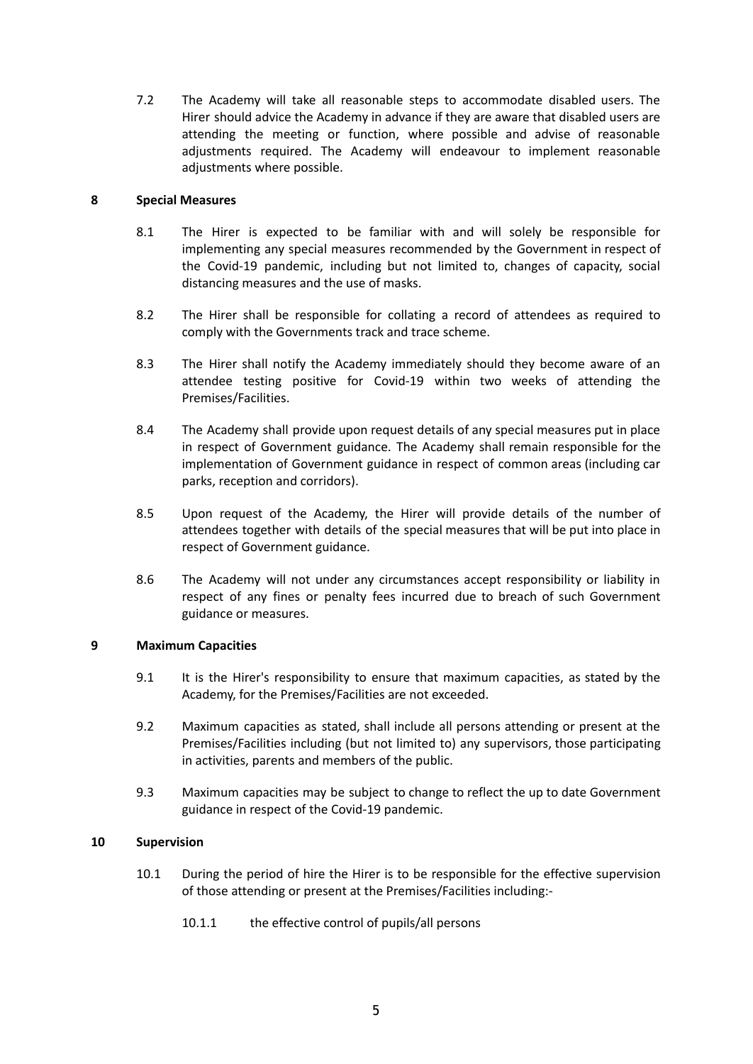7.2 The Academy will take all reasonable steps to accommodate disabled users. The Hirer should advice the Academy in advance if they are aware that disabled users are attending the meeting or function, where possible and advise of reasonable adjustments required. The Academy will endeavour to implement reasonable adjustments where possible.

## 8 Special Measures

8.1 The Hirer is expected to be familiar with and will solely be responsible for implementing any special measures recommended by the Government in respect of the Covid-19 pandemic, including but not limited to, changes of capacity, social distancing measures and the use of masks.

8.2 The Hirer shall be responsible for collating a record of attendees as required to comply with the Governments track and trace scheme.

8.3 The Hirer shall notify the Academy immediately should they become aware of an attendee testing positive for Covid-19 within two weeks of attending the Premises/Facilities.

8.4 The Academy shall provide upon request details of any special measures put in place in respect of Government guidance. The Academy shall remain responsible for the implementation of Government guidance in respect of common areas (including car parks, reception and corridors).

8.5 Upon request of the Academy, the Hirer will provide details of the number of attendees together with details of the special measures that will be put into place in respect of Government guidance.

8.6 The Academy will not under any circumstances accept responsibility or liability in respect of any fines or penalty fees incurred due to breach of such Government guidance or measures.

## 9 Maximum Capacities

9.1 It is the Hirer's responsibility to ensure that maximum capacities, as stated by the Academy, for the Premises/Facilities are not exceeded.

9.2 Maximum capacities as stated, shall include all persons attending or present at the Premises/Facilities including (but not limited to) any supervisors, those participating in activities, parents and members of the public.

9.3 Maximum capacities may be subject to change to reflect the up to date Government guidance in respect of the Covid-19 pandemic.

## 10 Supervision

10.1 During the period of hire the Hirer is to be responsible for the effective supervision of those attending or present at the Premises/Facilities including:-

10.1.1 the effective control of pupils/all persons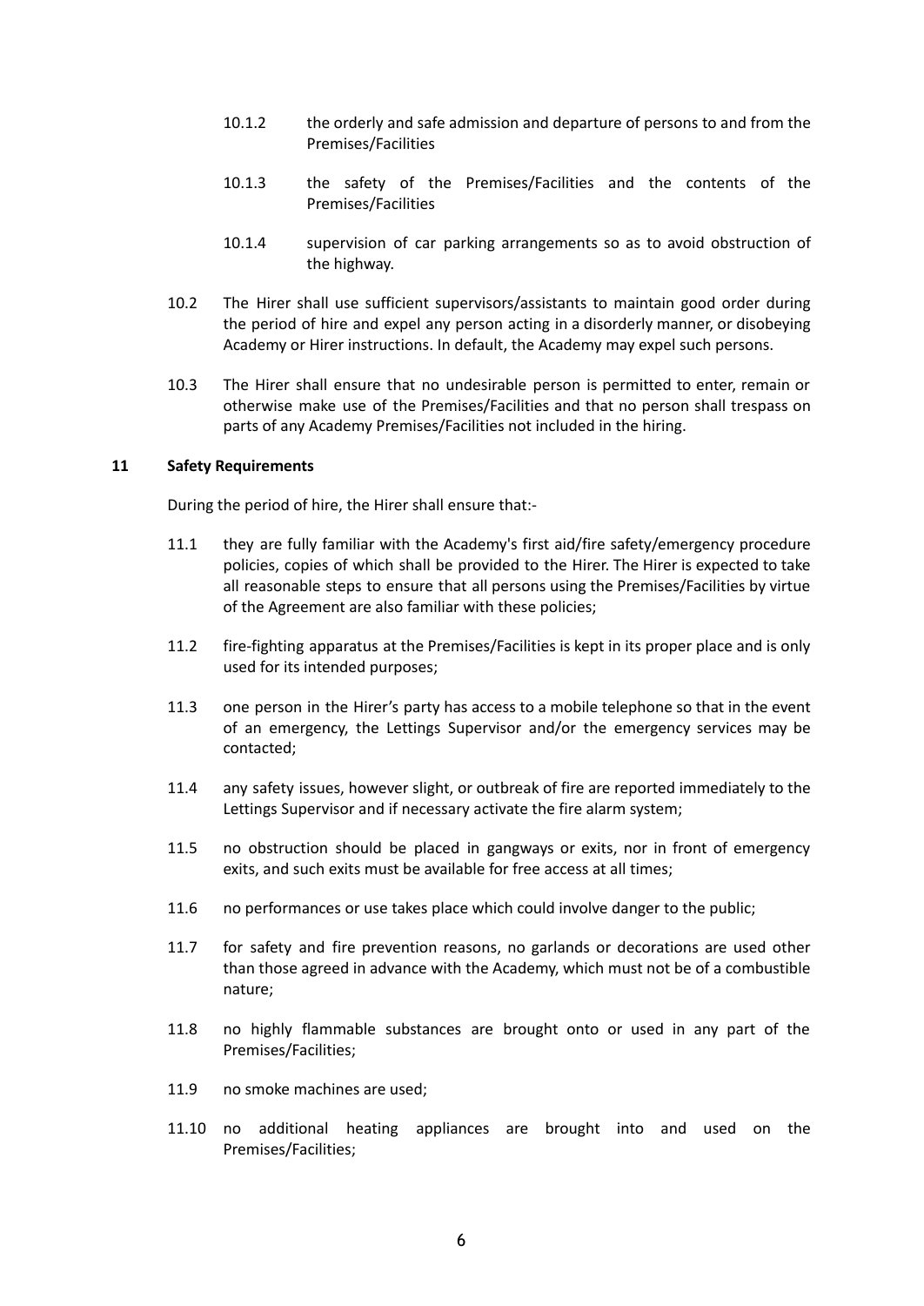10.1.2 the orderly and safe admission and departure of persons to and from the Premises/Facilities

10.1.3 the safety of the Premises/Facilities and the contents of the Premises/Facilities

10.1.4 supervision of car parking arrangements so as to avoid obstruction of the highway.

10.2 The Hirer shall use sufficient supervisors/assistants to maintain good order during the period of hire and expel any person acting in a disorderly manner, or disobeying Academy or Hirer instructions. In default, the Academy may expel such persons.

10.3 The Hirer shall ensure that no undesirable person is permitted to enter, remain or otherwise make use of the Premises/Facilities and that no person shall trespass on parts of any Academy Premises/Facilities not included in the hiring.

**11 Safety Requirements**

During the period of hire, the Hirer shall ensure that:-

11.1 they are fully familiar with the Academy's first aid/fire safety/emergency procedure policies, copies of which shall be provided to the Hirer. The Hirer is expected to take all reasonable steps to ensure that all persons using the Premises/Facilities by virtue of the Agreement are also familiar with these policies;

11.2 fire-fighting apparatus at the Premises/Facilities is kept in its proper place and is only used for its intended purposes;

11.3 one person in the Hirer's party has access to a mobile telephone so that in the event of an emergency, the Lettings Supervisor and/or the emergency services may be contacted;

11.4 any safety issues, however slight, or outbreak of fire are reported immediately to the Lettings Supervisor and if necessary activate the fire alarm system;

11.5 no obstruction should be placed in gangways or exits, nor in front of emergency exits, and such exits must be available for free access at all times;

11.6 no performances or use takes place which could involve danger to the public;

11.7 for safety and fire prevention reasons, no garlands or decorations are used other than those agreed in advance with the Academy, which must not be of a combustible nature;

11.8 no highly flammable substances are brought onto or used in any part of the Premises/Facilities;

11.9 no smoke machines are used;

11.10 no additional heating appliances are brought into and used on the Premises/Facilities;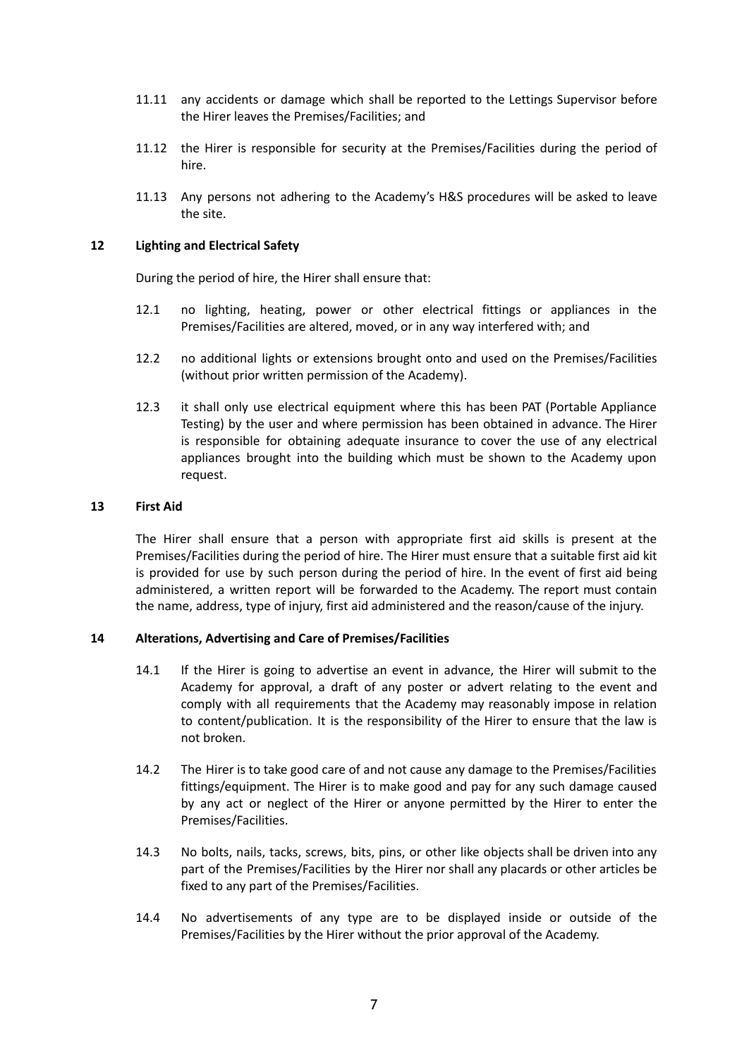11.11 any accidents or damage which shall be reported to the Lettings Supervisor before the Hirer leaves the Premises/Facilities; and

11.12 the Hirer is responsible for security at the Premises/Facilities during the period of hire.

11.13 Any persons not adhering to the Academy's H&S procedures will be asked to leave the site.

## 12 Lighting and Electrical Safety

During the period of hire, the Hirer shall ensure that:

12.1 no lighting, heating, power or other electrical fittings or appliances in the Premises/Facilities are altered, moved, or in any way interfered with; and

12.2 no additional lights or extensions brought onto and used on the Premises/Facilities (without prior written permission of the Academy).

12.3 it shall only use electrical equipment where this has been PAT (Portable Appliance Testing) by the user and where permission has been obtained in advance. The Hirer is responsible for obtaining adequate insurance to cover the use of any electrical appliances brought into the building which must be shown to the Academy upon request.

## 13 First Aid

The Hirer shall ensure that a person with appropriate first aid skills is present at the Premises/Facilities during the period of hire. The Hirer must ensure that a suitable first aid kit is provided for use by such person during the period of hire. In the event of first aid being administered, a written report will be forwarded to the Academy. The report must contain the name, address, type of injury, first aid administered and the reason/cause of the injury.

## 14 Alterations, Advertising and Care of Premises/Facilities

14.1 If the Hirer is going to advertise an event in advance, the Hirer will submit to the Academy for approval, a draft of any poster or advert relating to the event and comply with all requirements that the Academy may reasonably impose in relation to content/publication. It is the responsibility of the Hirer to ensure that the law is not broken.

14.2 The Hirer is to take good care of and not cause any damage to the Premises/Facilities fittings/equipment. The Hirer is to make good and pay for any such damage caused by any act or neglect of the Hirer or anyone permitted by the Hirer to enter the Premises/Facilities.

14.3 No bolts, nails, tacks, screws, bits, pins, or other like objects shall be driven into any part of the Premises/Facilities by the Hirer nor shall any placards or other articles be fixed to any part of the Premises/Facilities.

14.4 No advertisements of any type are to be displayed inside or outside of the Premises/Facilities by the Hirer without the prior approval of the Academy.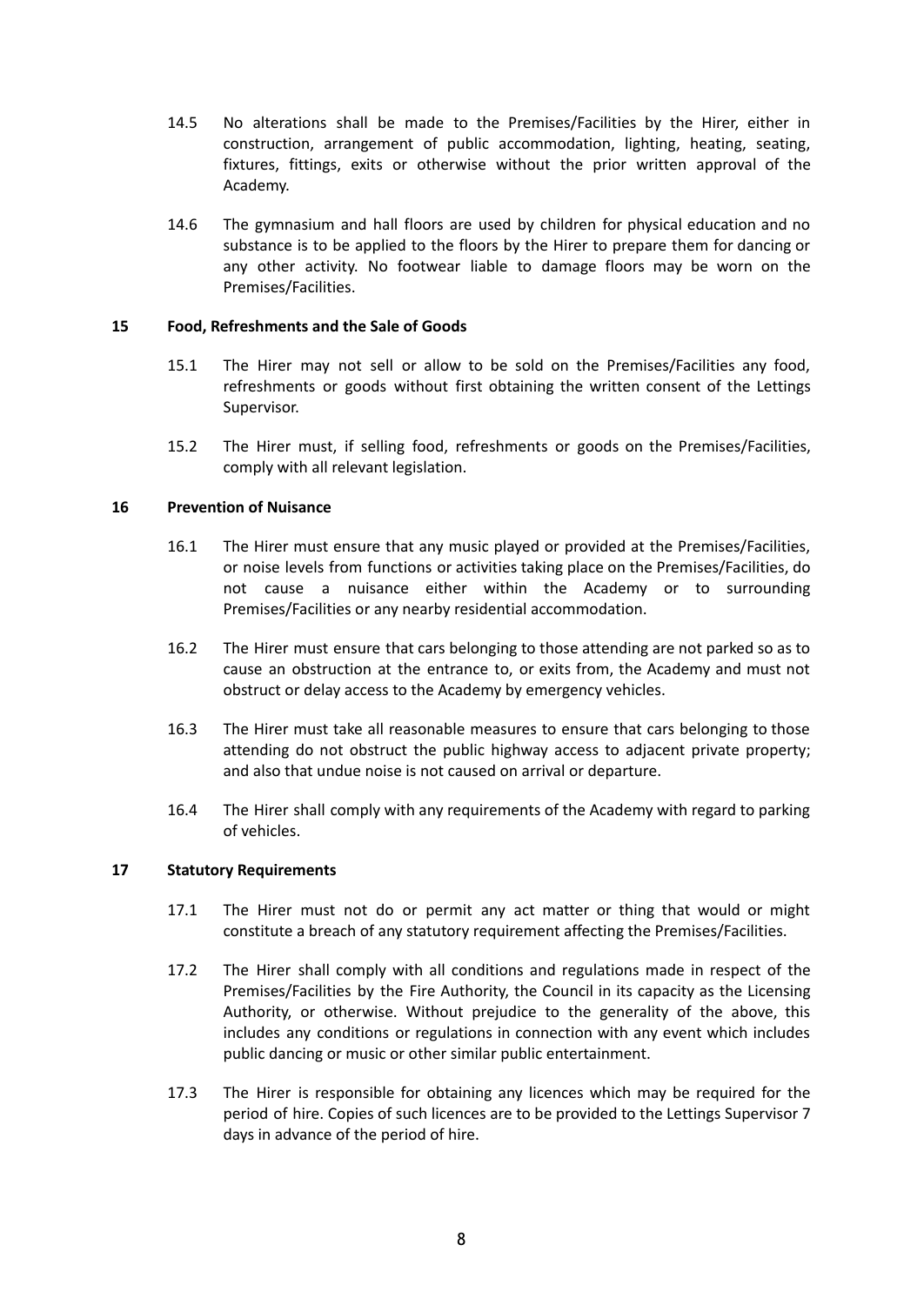14.5 No alterations shall be made to the Premises/Facilities by the Hirer, either in construction, arrangement of public accommodation, lighting, heating, seating, fixtures, fittings, exits or otherwise without the prior written approval of the Academy.

14.6 The gymnasium and hall floors are used by children for physical education and no substance is to be applied to the floors by the Hirer to prepare them for dancing or any other activity. No footwear liable to damage floors may be worn on the Premises/Facilities.

## 15 Food, Refreshments and the Sale of Goods

15.1 The Hirer may not sell or allow to be sold on the Premises/Facilities any food, refreshments or goods without first obtaining the written consent of the Lettings Supervisor.

15.2 The Hirer must, if selling food, refreshments or goods on the Premises/Facilities, comply with all relevant legislation.

## 16 Prevention of Nuisance

16.1 The Hirer must ensure that any music played or provided at the Premises/Facilities, or noise levels from functions or activities taking place on the Premises/Facilities, do not cause a nuisance either within the Academy or to surrounding Premises/Facilities or any nearby residential accommodation.

16.2 The Hirer must ensure that cars belonging to those attending are not parked so as to cause an obstruction at the entrance to, or exits from, the Academy and must not obstruct or delay access to the Academy by emergency vehicles.

16.3 The Hirer must take all reasonable measures to ensure that cars belonging to those attending do not obstruct the public highway access to adjacent private property; and also that undue noise is not caused on arrival or departure.

16.4 The Hirer shall comply with any requirements of the Academy with regard to parking of vehicles.

## 17 Statutory Requirements

17.1 The Hirer must not do or permit any act matter or thing that would or might constitute a breach of any statutory requirement affecting the Premises/Facilities.

17.2 The Hirer shall comply with all conditions and regulations made in respect of the Premises/Facilities by the Fire Authority, the Council in its capacity as the Licensing Authority, or otherwise. Without prejudice to the generality of the above, this includes any conditions or regulations in connection with any event which includes public dancing or music or other similar public entertainment.

17.3 The Hirer is responsible for obtaining any licences which may be required for the period of hire. Copies of such licences are to be provided to the Lettings Supervisor 7 days in advance of the period of hire.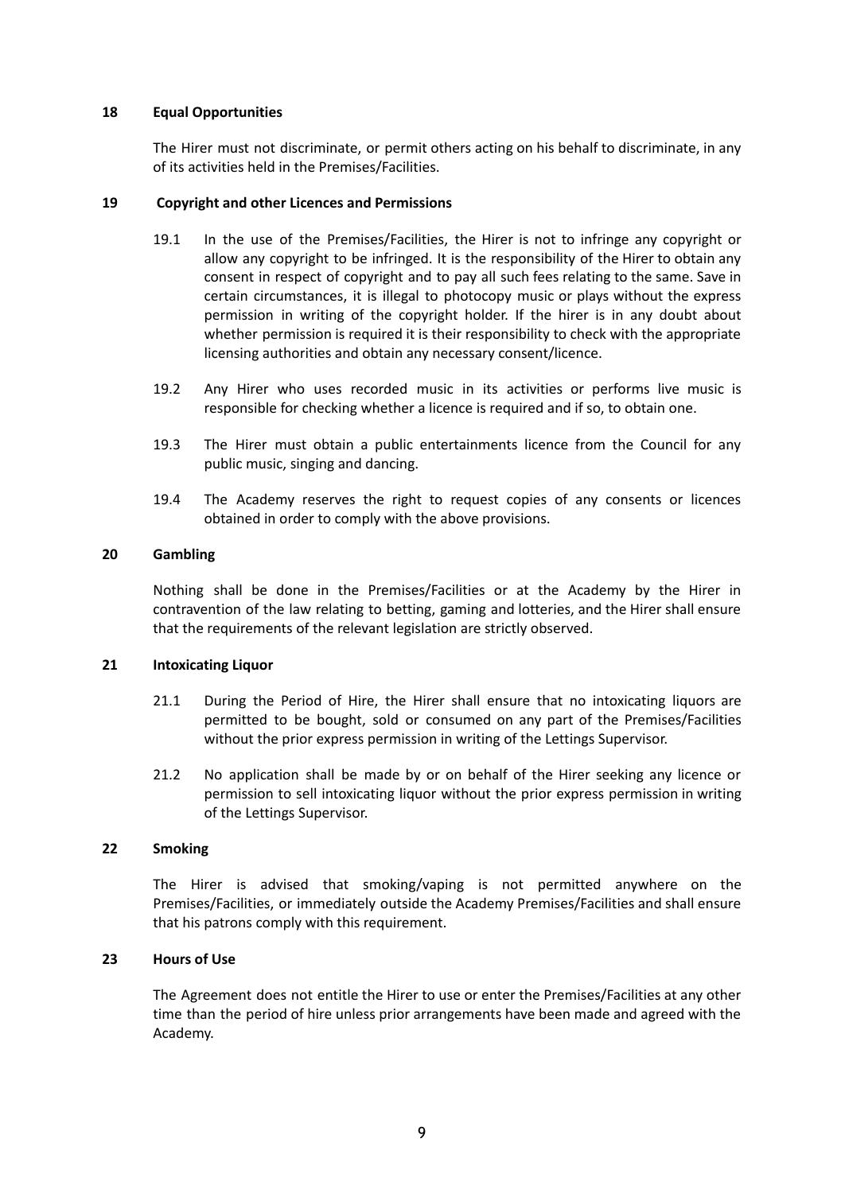## 18 Equal Opportunities

The Hirer must not discriminate, or permit others acting on his behalf to discriminate, in any of its activities held in the Premises/Facilities.

## 19 Copyright and other Licences and Permissions

19.1 In the use of the Premises/Facilities, the Hirer is not to infringe any copyright or allow any copyright to be infringed. It is the responsibility of the Hirer to obtain any consent in respect of copyright and to pay all such fees relating to the same. Save in certain circumstances, it is illegal to photocopy music or plays without the express permission in writing of the copyright holder. If the hirer is in any doubt about whether permission is required it is their responsibility to check with the appropriate licensing authorities and obtain any necessary consent/licence.

19.2 Any Hirer who uses recorded music in its activities or performs live music is responsible for checking whether a licence is required and if so, to obtain one.

19.3 The Hirer must obtain a public entertainments licence from the Council for any public music, singing and dancing.

19.4 The Academy reserves the right to request copies of any consents or licences obtained in order to comply with the above provisions.

## 20 Gambling

Nothing shall be done in the Premises/Facilities or at the Academy by the Hirer in contravention of the law relating to betting, gaming and lotteries, and the Hirer shall ensure that the requirements of the relevant legislation are strictly observed.

## 21 Intoxicating Liquor

21.1 During the Period of Hire, the Hirer shall ensure that no intoxicating liquors are permitted to be bought, sold or consumed on any part of the Premises/Facilities without the prior express permission in writing of the Lettings Supervisor.

21.2 No application shall be made by or on behalf of the Hirer seeking any licence or permission to sell intoxicating liquor without the prior express permission in writing of the Lettings Supervisor.

## 22 Smoking

The Hirer is advised that smoking/vaping is not permitted anywhere on the Premises/Facilities, or immediately outside the Academy Premises/Facilities and shall ensure that his patrons comply with this requirement.

## 23 Hours of Use

The Agreement does not entitle the Hirer to use or enter the Premises/Facilities at any other time than the period of hire unless prior arrangements have been made and agreed with the Academy.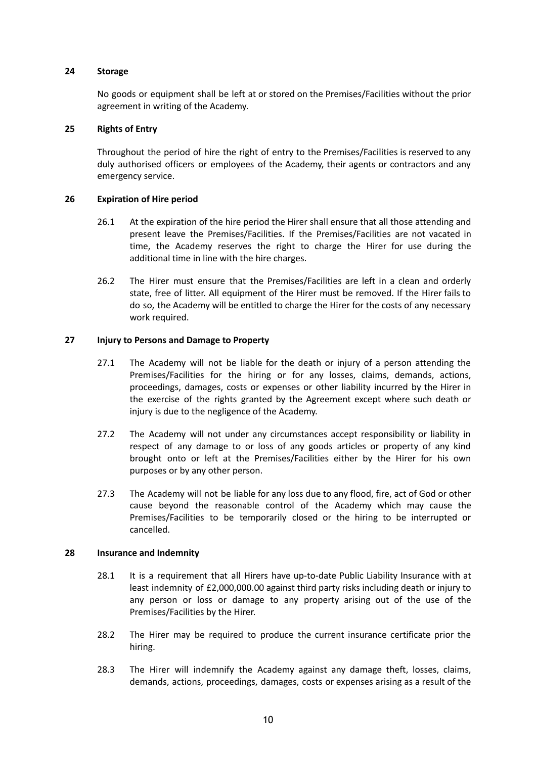## 24 Storage

No goods or equipment shall be left at or stored on the Premises/Facilities without the prior agreement in writing of the Academy.

## 25 Rights of Entry

Throughout the period of hire the right of entry to the Premises/Facilities is reserved to any duly authorised officers or employees of the Academy, their agents or contractors and any emergency service.

## 26 Expiration of Hire period

26.1 At the expiration of the hire period the Hirer shall ensure that all those attending and present leave the Premises/Facilities. If the Premises/Facilities are not vacated in time, the Academy reserves the right to charge the Hirer for use during the additional time in line with the hire charges.

26.2 The Hirer must ensure that the Premises/Facilities are left in a clean and orderly state, free of litter. All equipment of the Hirer must be removed. If the Hirer fails to do so, the Academy will be entitled to charge the Hirer for the costs of any necessary work required.

## 27 Injury to Persons and Damage to Property

27.1 The Academy will not be liable for the death or injury of a person attending the Premises/Facilities for the hiring or for any losses, claims, demands, actions, proceedings, damages, costs or expenses or other liability incurred by the Hirer in the exercise of the rights granted by the Agreement except where such death or injury is due to the negligence of the Academy.

27.2 The Academy will not under any circumstances accept responsibility or liability in respect of any damage to or loss of any goods articles or property of any kind brought onto or left at the Premises/Facilities either by the Hirer for his own purposes or by any other person.

27.3 The Academy will not be liable for any loss due to any flood, fire, act of God or other cause beyond the reasonable control of the Academy which may cause the Premises/Facilities to be temporarily closed or the hiring to be interrupted or cancelled.

## 28 Insurance and Indemnity

28.1 It is a requirement that all Hirers have up-to-date Public Liability Insurance with at least indemnity of £2,000,000.00 against third party risks including death or injury to any person or loss or damage to any property arising out of the use of the Premises/Facilities by the Hirer.

28.2 The Hirer may be required to produce the current insurance certificate prior the hiring.

28.3 The Hirer will indemnify the Academy against any damage theft, losses, claims, demands, actions, proceedings, damages, costs or expenses arising as a result of the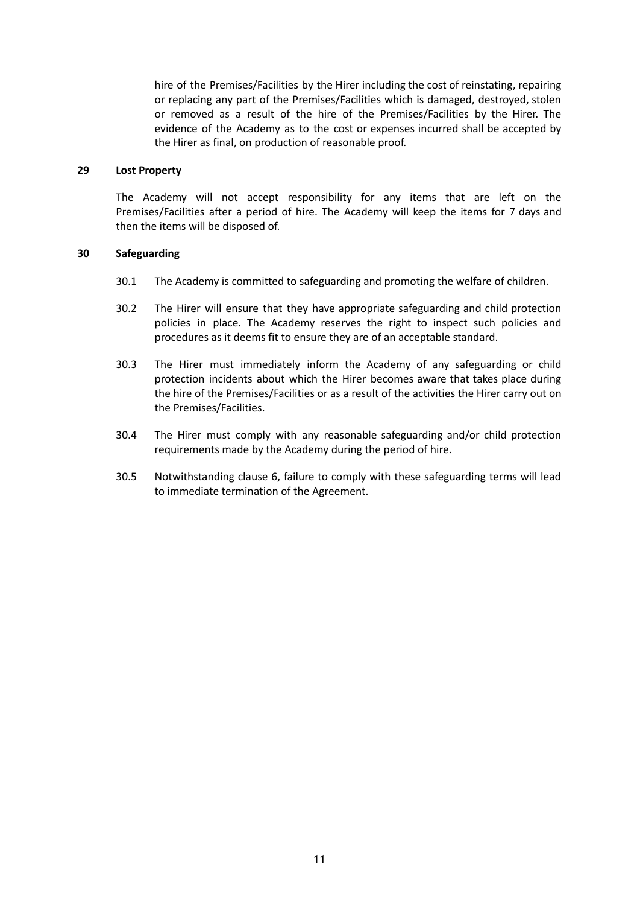hire of the Premises/Facilities by the Hirer including the cost of reinstating, repairing or replacing any part of the Premises/Facilities which is damaged, destroyed, stolen or removed as a result of the hire of the Premises/Facilities by the Hirer. The evidence of the Academy as to the cost or expenses incurred shall be accepted by the Hirer as final, on production of reasonable proof.

**29 Lost Property**

The Academy will not accept responsibility for any items that are left on the Premises/Facilities after a period of hire. The Academy will keep the items for 7 days and then the items will be disposed of.

**30 Safeguarding**

30.1 The Academy is committed to safeguarding and promoting the welfare of children.

30.2 The Hirer will ensure that they have appropriate safeguarding and child protection policies in place. The Academy reserves the right to inspect such policies and procedures as it deems fit to ensure they are of an acceptable standard.

30.3 The Hirer must immediately inform the Academy of any safeguarding or child protection incidents about which the Hirer becomes aware that takes place during the hire of the Premises/Facilities or as a result of the activities the Hirer carry out on the Premises/Facilities.

30.4 The Hirer must comply with any reasonable safeguarding and/or child protection requirements made by the Academy during the period of hire.

30.5 Notwithstanding clause 6, failure to comply with these safeguarding terms will lead to immediate termination of the Agreement.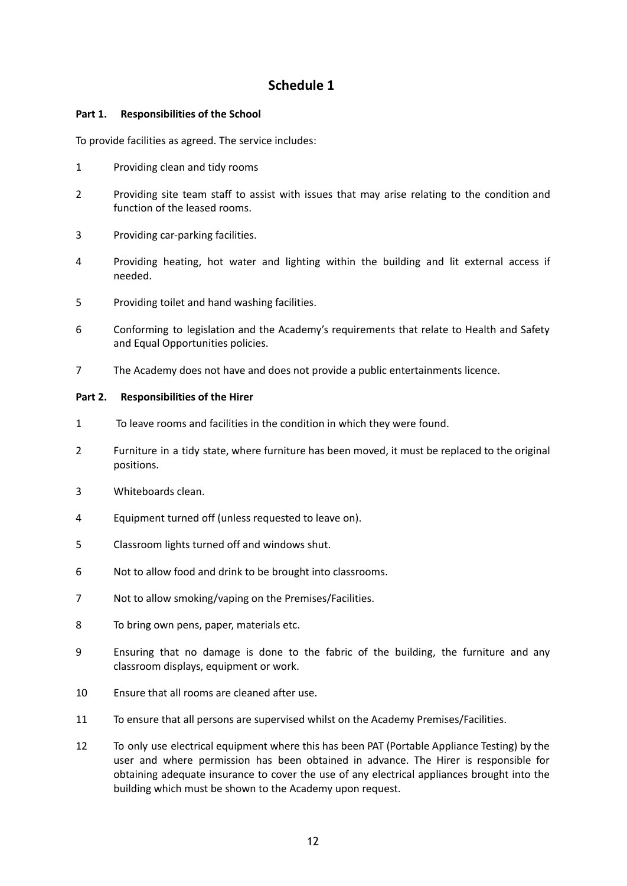# Schedule 1

**Part 1. Responsibilities of the School**

To provide facilities as agreed. The service includes:

1. Providing clean and tidy rooms
2. Providing site team staff to assist with issues that may arise relating to the condition and function of the leased rooms.
3. Providing car-parking facilities.
4. Providing heating, hot water and lighting within the building and lit external access if needed.
5. Providing toilet and hand washing facilities.
6. Conforming to legislation and the Academy's requirements that relate to Health and Safety and Equal Opportunities policies.
7. The Academy does not have and does not provide a public entertainments licence.

**Part 2. Responsibilities of the Hirer**

1. To leave rooms and facilities in the condition in which they were found.
2. Furniture in a tidy state, where furniture has been moved, it must be replaced to the original positions.
3. Whiteboards clean.
4. Equipment turned off (unless requested to leave on).
5. Classroom lights turned off and windows shut.
6. Not to allow food and drink to be brought into classrooms.
7. Not to allow smoking/vaping on the Premises/Facilities.
8. To bring own pens, paper, materials etc.
9. Ensuring that no damage is done to the fabric of the building, the furniture and any classroom displays, equipment or work.
10. Ensure that all rooms are cleaned after use.
11. To ensure that all persons are supervised whilst on the Academy Premises/Facilities.
12. To only use electrical equipment where this has been PAT (Portable Appliance Testing) by the user and where permission has been obtained in advance. The Hirer is responsible for obtaining adequate insurance to cover the use of any electrical appliances brought into the building which must be shown to the Academy upon request.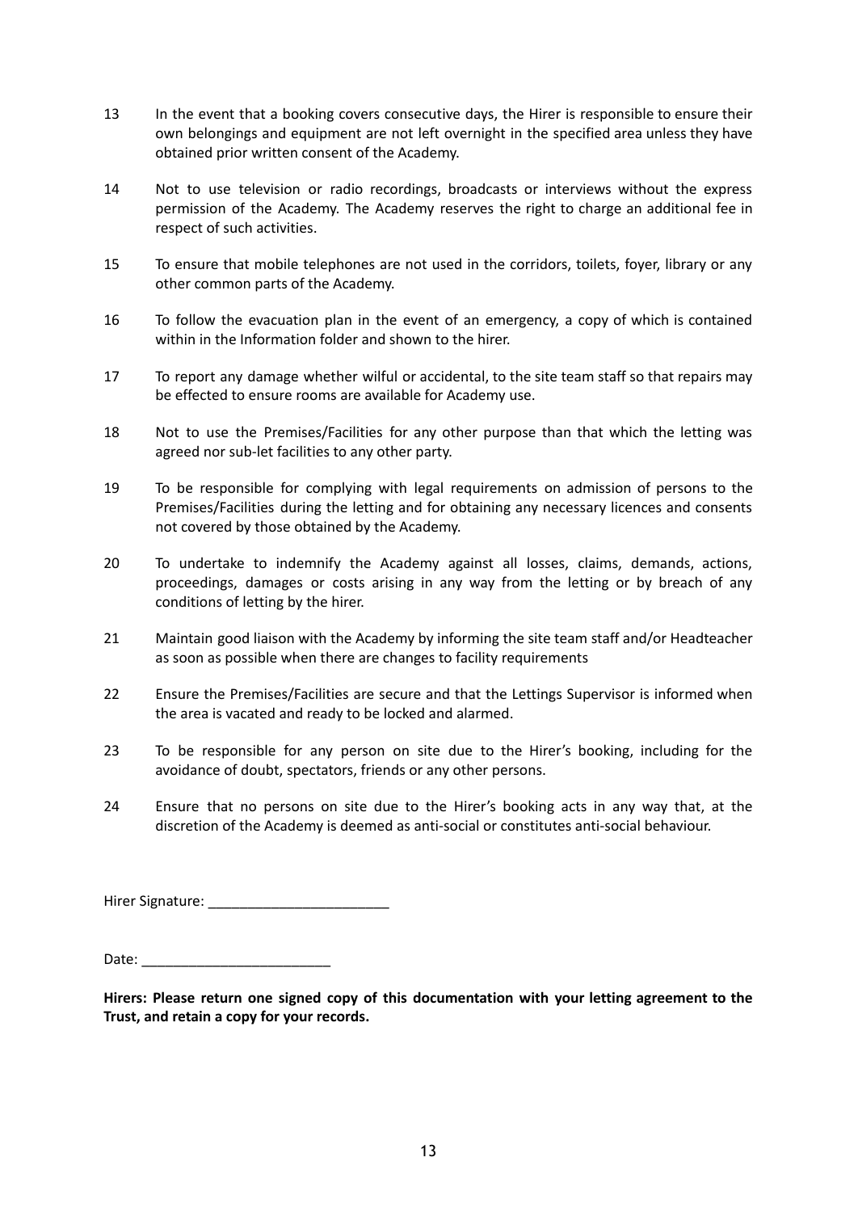13 In the event that a booking covers consecutive days, the Hirer is responsible to ensure their own belongings and equipment are not left overnight in the specified area unless they have obtained prior written consent of the Academy.

14 Not to use television or radio recordings, broadcasts or interviews without the express permission of the Academy. The Academy reserves the right to charge an additional fee in respect of such activities.

15 To ensure that mobile telephones are not used in the corridors, toilets, foyer, library or any other common parts of the Academy.

16 To follow the evacuation plan in the event of an emergency, a copy of which is contained within in the Information folder and shown to the hirer.

17 To report any damage whether wilful or accidental, to the site team staff so that repairs may be effected to ensure rooms are available for Academy use.

18 Not to use the Premises/Facilities for any other purpose than that which the letting was agreed nor sub-let facilities to any other party.

19 To be responsible for complying with legal requirements on admission of persons to the Premises/Facilities during the letting and for obtaining any necessary licences and consents not covered by those obtained by the Academy.

20 To undertake to indemnify the Academy against all losses, claims, demands, actions, proceedings, damages or costs arising in any way from the letting or by breach of any conditions of letting by the hirer.

21 Maintain good liaison with the Academy by informing the site team staff and/or Headteacher as soon as possible when there are changes to facility requirements

22 Ensure the Premises/Facilities are secure and that the Lettings Supervisor is informed when the area is vacated and ready to be locked and alarmed.

23 To be responsible for any person on site due to the Hirer's booking, including for the avoidance of doubt, spectators, friends or any other persons.

24 Ensure that no persons on site due to the Hirer's booking acts in any way that, at the discretion of the Academy is deemed as anti-social or constitutes anti-social behaviour.

Hirer Signature: _______________________

Date: ________________________

**Hirers: Please return one signed copy of this documentation with your letting agreement to the Trust, and retain a copy for your records.**